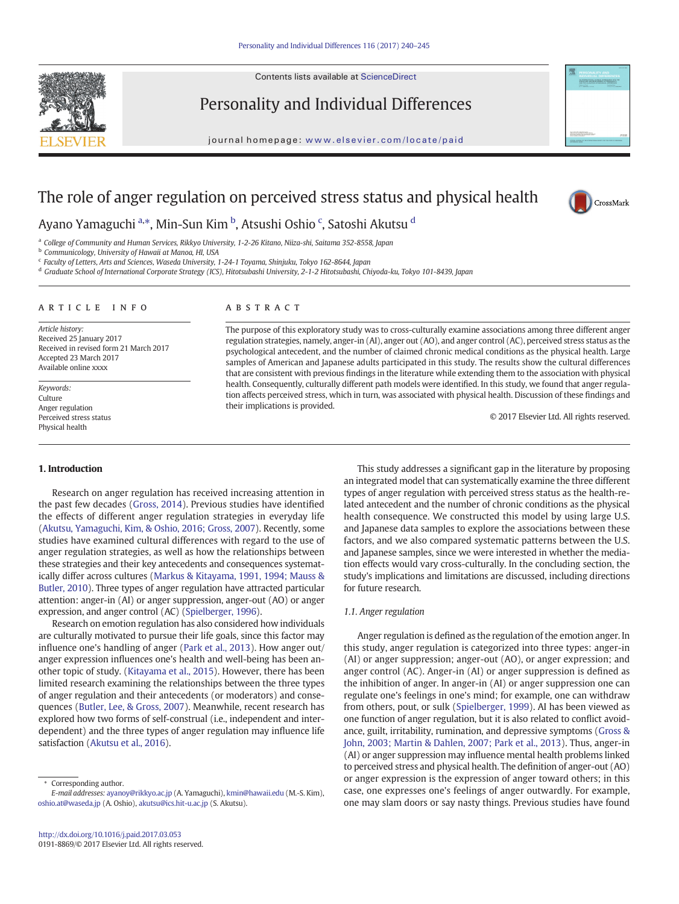# The role of anger regulation on perceived stress status and physical health

Ayano Yamaguchi [a,*], Min-Sun Kim [b], Atsushi Oshio [c], Satoshi Akutsu [d]

[a] College of Community and Human Services, Rikkyo University, 1-2-26 Kitano, Niiza-shi, Saitama 352-8558, Japan
[b] Communicology, University of Hawaii at Manoa, HI, USA
[c] Faculty of Letters, Arts and Sciences, Waseda University, 1-24-1 Toyama, Shinjuku, Tokyo 162-8644, Japan
[d] Graduate School of International Corporate Strategy (ICS), Hitotsubashi University, 2-1-2 Hitotsubashi, Chiyoda-ku, Tokyo 101-8439, Japan

## ARTICLE INFO

*Article history:*
Received 25 January 2017
Received in revised form 21 March 2017
Accepted 23 March 2017
Available online xxxx

*Keywords:*
Culture
Anger regulation
Perceived stress status
Physical health

## ABSTRACT

The purpose of this exploratory study was to cross-culturally examine associations among three different anger regulation strategies, namely, anger-in (AI), anger out (AO), and anger control (AC), perceived stress status as the psychological antecedent, and the number of claimed chronic medical conditions as the physical health. Large samples of American and Japanese adults participated in this study. The results show the cultural differences that are consistent with previous findings in the literature while extending them to the association with physical health. Consequently, culturally different path models were identified. In this study, we found that anger regulation affects perceived stress, which in turn, was associated with physical health. Discussion of these findings and their implications is provided.

© 2017 Elsevier Ltd. All rights reserved.

## 1. Introduction

Research on anger regulation has received increasing attention in the past few decades (Gross, 2014). Previous studies have identified the effects of different anger regulation strategies in everyday life (Akutsu, Yamaguchi, Kim, & Oshio, 2016; Gross, 2007). Recently, some studies have examined cultural differences with regard to the use of anger regulation strategies, as well as how the relationships between these strategies and their key antecedents and consequences systematically differ across cultures (Markus & Kitayama, 1991, 1994; Mauss & Butler, 2010). Three types of anger regulation have attracted particular attention: anger-in (AI) or anger suppression, anger-out (AO) or anger expression, and anger control (AC) (Spielberger, 1996).

Research on emotion regulation has also considered how individuals are culturally motivated to pursue their life goals, since this factor may influence one's handling of anger (Park et al., 2013). How anger out/anger expression influences one's health and well-being has been another topic of study. (Kitayama et al., 2015). However, there has been limited research examining the relationships between the three types of anger regulation and their antecedents (or moderators) and consequences (Butler, Lee, & Gross, 2007). Meanwhile, recent research has explored how two forms of self-construal (i.e., independent and interdependent) and the three types of anger regulation may influence life satisfaction (Akutsu et al., 2016).

This study addresses a significant gap in the literature by proposing an integrated model that can systematically examine the three different types of anger regulation with perceived stress status as the health-related antecedent and the number of chronic conditions as the physical health consequence. We constructed this model by using large U.S. and Japanese data samples to explore the associations between these factors, and we also compared systematic patterns between the U.S. and Japanese samples, since we were interested in whether the mediation effects would vary cross-culturally. In the concluding section, the study's implications and limitations are discussed, including directions for future research.

### 1.1. Anger regulation

Anger regulation is defined as the regulation of the emotion anger. In this study, anger regulation is categorized into three types: anger-in (AI) or anger suppression; anger-out (AO), or anger expression; and anger control (AC). Anger-in (AI) or anger suppression is defined as the inhibition of anger. In anger-in (AI) or anger suppression one can regulate one's feelings in one's mind; for example, one can withdraw from others, pout, or sulk (Spielberger, 1999). AI has been viewed as one function of anger regulation, but it is also related to conflict avoidance, guilt, irritability, rumination, and depressive symptoms (Gross & John, 2003; Martin & Dahlen, 2007; Park et al., 2013). Thus, anger-in (AI) or anger suppression may influence mental health problems linked to perceived stress and physical health. The definition of anger-out (AO) or anger expression is the expression of anger toward others; in this case, one expresses one's feelings of anger outwardly. For example, one may slam doors or say nasty things. Previous studies have found

* Corresponding author.
*E-mail addresses:* ayanoy@rikkyo.ac.jp (A. Yamaguchi), kmin@hawaii.edu (M.-S. Kim), oshio.at@waseda.jp (A. Oshio), akutsu@ics.hit-u.ac.jp (S. Akutsu).

http://dx.doi.org/10.1016/j.paid.2017.03.053
0191-8869/© 2017 Elsevier Ltd. All rights reserved.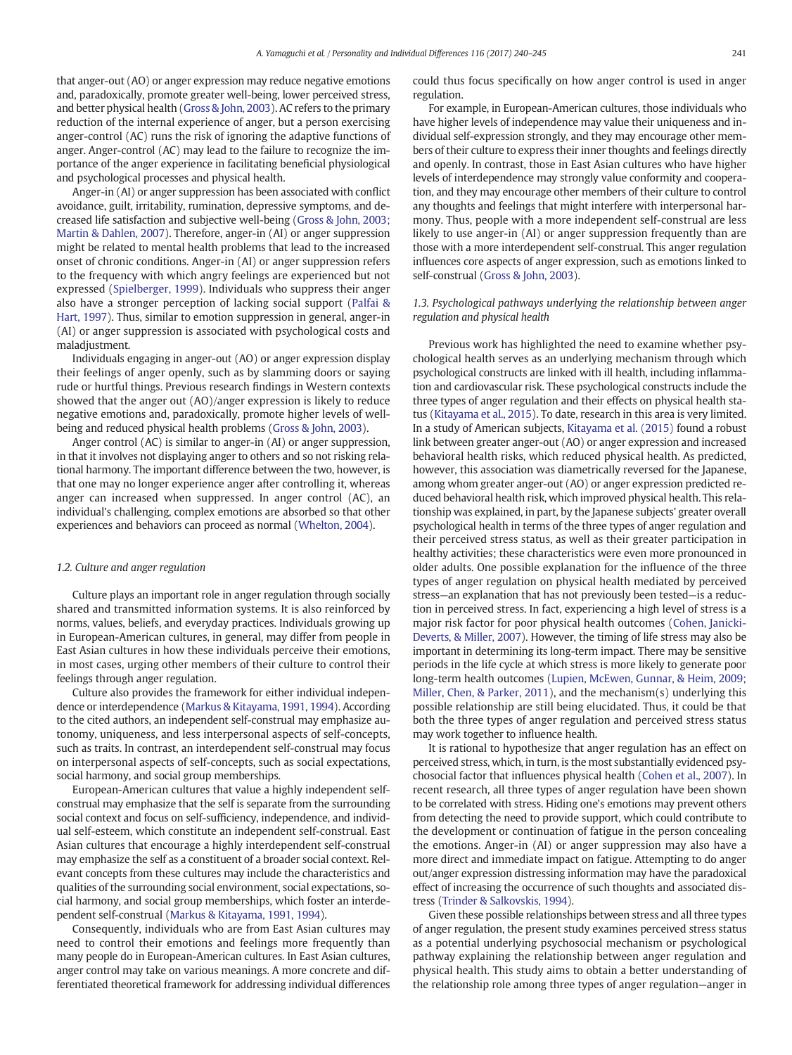that anger-out (AO) or anger expression may reduce negative emotions and, paradoxically, promote greater well-being, lower perceived stress, and better physical health (Gross & John, 2003). AC refers to the primary reduction of the internal experience of anger, but a person exercising anger-control (AC) runs the risk of ignoring the adaptive functions of anger. Anger-control (AC) may lead to the failure to recognize the importance of the anger experience in facilitating beneficial physiological and psychological processes and physical health.

Anger-in (AI) or anger suppression has been associated with conflict avoidance, guilt, irritability, rumination, depressive symptoms, and decreased life satisfaction and subjective well-being (Gross & John, 2003; Martin & Dahlen, 2007). Therefore, anger-in (AI) or anger suppression might be related to mental health problems that lead to the increased onset of chronic conditions. Anger-in (AI) or anger suppression refers to the frequency with which angry feelings are experienced but not expressed (Spielberger, 1999). Individuals who suppress their anger also have a stronger perception of lacking social support (Palfai & Hart, 1997). Thus, similar to emotion suppression in general, anger-in (AI) or anger suppression is associated with psychological costs and maladjustment.

Individuals engaging in anger-out (AO) or anger expression display their feelings of anger openly, such as by slamming doors or saying rude or hurtful things. Previous research findings in Western contexts showed that the anger out (AO)/anger expression is likely to reduce negative emotions and, paradoxically, promote higher levels of well-being and reduced physical health problems (Gross & John, 2003).

Anger control (AC) is similar to anger-in (AI) or anger suppression, in that it involves not displaying anger to others and so not risking relational harmony. The important difference between the two, however, is that one may no longer experience anger after controlling it, whereas anger can increased when suppressed. In anger control (AC), an individual's challenging, complex emotions are absorbed so that other experiences and behaviors can proceed as normal (Whelton, 2004).

### 1.2. Culture and anger regulation

Culture plays an important role in anger regulation through socially shared and transmitted information systems. It is also reinforced by norms, values, beliefs, and everyday practices. Individuals growing up in European-American cultures, in general, may differ from people in East Asian cultures in how these individuals perceive their emotions, in most cases, urging other members of their culture to control their feelings through anger regulation.

Culture also provides the framework for either individual independence or interdependence (Markus & Kitayama, 1991, 1994). According to the cited authors, an independent self-construal may emphasize autonomy, uniqueness, and less interpersonal aspects of self-concepts, such as traits. In contrast, an interdependent self-construal may focus on interpersonal aspects of self-concepts, such as social expectations, social harmony, and social group memberships.

European-American cultures that value a highly independent self-construal may emphasize that the self is separate from the surrounding social context and focus on self-sufficiency, independence, and individual self-esteem, which constitute an independent self-construal. East Asian cultures that encourage a highly interdependent self-construal may emphasize the self as a constituent of a broader social context. Relevant concepts from these cultures may include the characteristics and qualities of the surrounding social environment, social expectations, social harmony, and social group memberships, which foster an interdependent self-construal (Markus & Kitayama, 1991, 1994).

Consequently, individuals who are from East Asian cultures may need to control their emotions and feelings more frequently than many people do in European-American cultures. In East Asian cultures, anger control may take on various meanings. A more concrete and differentiated theoretical framework for addressing individual differences could thus focus specifically on how anger control is used in anger regulation.

For example, in European-American cultures, those individuals who have higher levels of independence may value their uniqueness and individual self-expression strongly, and they may encourage other members of their culture to express their inner thoughts and feelings directly and openly. In contrast, those in East Asian cultures who have higher levels of interdependence may strongly value conformity and cooperation, and they may encourage other members of their culture to control any thoughts and feelings that might interfere with interpersonal harmony. Thus, people with a more independent self-construal are less likely to use anger-in (AI) or anger suppression frequently than are those with a more interdependent self-construal. This anger regulation influences core aspects of anger expression, such as emotions linked to self-construal (Gross & John, 2003).

### 1.3. Psychological pathways underlying the relationship between anger regulation and physical health

Previous work has highlighted the need to examine whether psychological health serves as an underlying mechanism through which psychological constructs are linked with ill health, including inflammation and cardiovascular risk. These psychological constructs include the three types of anger regulation and their effects on physical health status (Kitayama et al., 2015). To date, research in this area is very limited. In a study of American subjects, Kitayama et al. (2015) found a robust link between greater anger-out (AO) or anger expression and increased behavioral health risks, which reduced physical health. As predicted, however, this association was diametrically reversed for the Japanese, among whom greater anger-out (AO) or anger expression predicted reduced behavioral health risk, which improved physical health. This relationship was explained, in part, by the Japanese subjects' greater overall psychological health in terms of the three types of anger regulation and their perceived stress status, as well as their greater participation in healthy activities; these characteristics were even more pronounced in older adults. One possible explanation for the influence of the three types of anger regulation on physical health mediated by perceived stress—an explanation that has not previously been tested—is a reduction in perceived stress. In fact, experiencing a high level of stress is a major risk factor for poor physical health outcomes (Cohen, Janicki-Deverts, & Miller, 2007). However, the timing of life stress may also be important in determining its long-term impact. There may be sensitive periods in the life cycle at which stress is more likely to generate poor long-term health outcomes (Lupien, McEwen, Gunnar, & Heim, 2009; Miller, Chen, & Parker, 2011), and the mechanism(s) underlying this possible relationship are still being elucidated. Thus, it could be that both the three types of anger regulation and perceived stress status may work together to influence health.

It is rational to hypothesize that anger regulation has an effect on perceived stress, which, in turn, is the most substantially evidenced psychosocial factor that influences physical health (Cohen et al., 2007). In recent research, all three types of anger regulation have been shown to be correlated with stress. Hiding one's emotions may prevent others from detecting the need to provide support, which could contribute to the development or continuation of fatigue in the person concealing the emotions. Anger-in (AI) or anger suppression may also have a more direct and immediate impact on fatigue. Attempting to do anger out/anger expression distressing information may have the paradoxical effect of increasing the occurrence of such thoughts and associated distress (Trinder & Salkovskis, 1994).

Given these possible relationships between stress and all three types of anger regulation, the present study examines perceived stress status as a potential underlying psychosocial mechanism or psychological pathway explaining the relationship between anger regulation and physical health. This study aims to obtain a better understanding of the relationship role among three types of anger regulation—anger in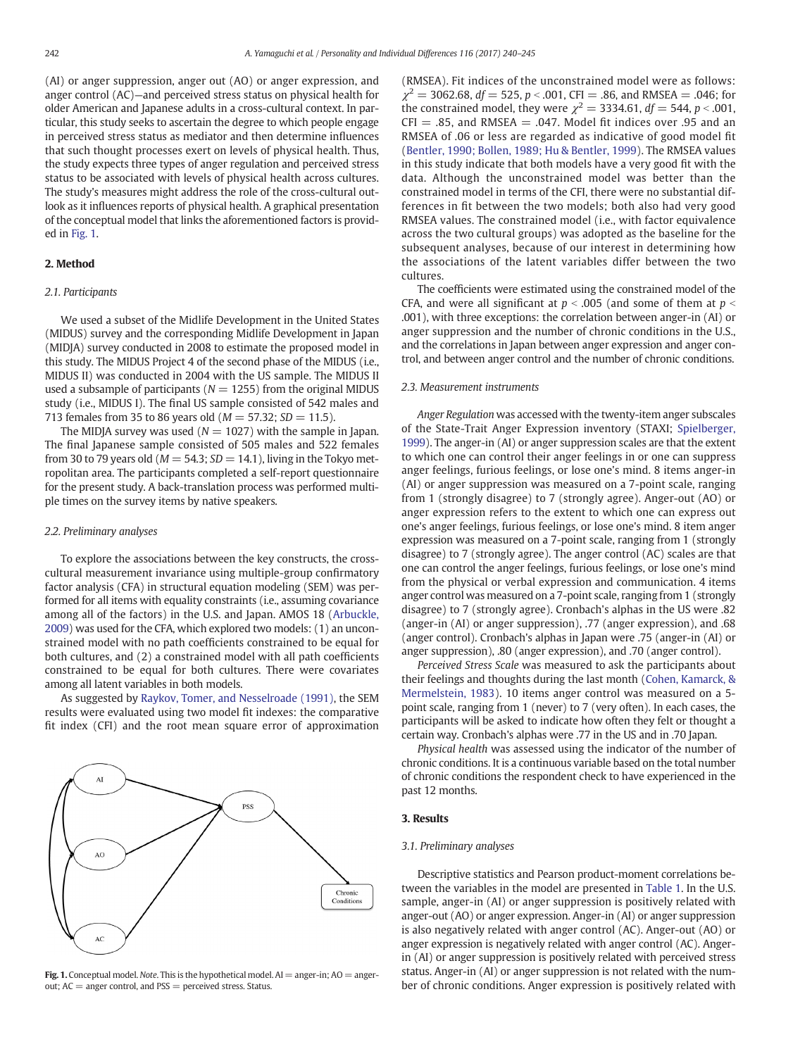(AI) or anger suppression, anger out (AO) or anger expression, and anger control (AC)—and perceived stress status on physical health for older American and Japanese adults in a cross-cultural context. In particular, this study seeks to ascertain the degree to which people engage in perceived stress status as mediator and then determine influences that such thought processes exert on levels of physical health. Thus, the study expects three types of anger regulation and perceived stress status to be associated with levels of physical health across cultures. The study's measures might address the role of the cross-cultural outlook as it influences reports of physical health. A graphical presentation of the conceptual model that links the aforementioned factors is provided in Fig. 1.

## 2. Method

### 2.1. Participants

We used a subset of the Midlife Development in the United States (MIDUS) survey and the corresponding Midlife Development in Japan (MIDJA) survey conducted in 2008 to estimate the proposed model in this study. The MIDUS Project 4 of the second phase of the MIDUS (i.e., MIDUS II) was conducted in 2004 with the US sample. The MIDUS II used a subsample of participants ($N = 1255$) from the original MIDUS study (i.e., MIDUS I). The final US sample consisted of 542 males and 713 females from 35 to 86 years old ($M = 57.32$; $SD = 11.5$).

The MIDJA survey was used ($N = 1027$) with the sample in Japan. The final Japanese sample consisted of 505 males and 522 females from 30 to 79 years old ($M = 54.3$; $SD = 14.1$), living in the Tokyo metropolitan area. The participants completed a self-report questionnaire for the present study. A back-translation process was performed multiple times on the survey items by native speakers.

### 2.2. Preliminary analyses

To explore the associations between the key constructs, the cross-cultural measurement invariance using multiple-group confirmatory factor analysis (CFA) in structural equation modeling (SEM) was performed for all items with equality constraints (i.e., assuming covariance among all of the factors) in the U.S. and Japan. AMOS 18 (Arbuckle, 2009) was used for the CFA, which explored two models: (1) an unconstrained model with no path coefficients constrained to be equal for both cultures, and (2) a constrained model with all path coefficients constrained to be equal for both cultures. There were covariates among all latent variables in both models.

As suggested by Raykov, Tomer, and Nesselroade (1991), the SEM results were evaluated using two model fit indexes: the comparative fit index (CFI) and the root mean square error of approximation (RMSEA). Fit indices of the unconstrained model were as follows: $\chi^2 = 3062.68$, $df = 525$, $p < .001$, CFI = .86, and RMSEA = .046; for the constrained model, they were $\chi^2 = 3334.61$, $df = 544$, $p < .001$, CFI = .85, and RMSEA = .047. Model fit indices over .95 and an RMSEA of .06 or less are regarded as indicative of good model fit (Bentler, 1990; Bollen, 1989; Hu & Bentler, 1999). The RMSEA values in this study indicate that both models have a very good fit with the data. Although the unconstrained model was better than the constrained model in terms of the CFI, there were no substantial differences in fit between the two models; both also had very good RMSEA values. The constrained model (i.e., with factor equivalence across the two cultural groups) was adopted as the baseline for the subsequent analyses, because of our interest in determining how the associations of the latent variables differ between the two cultures.

The coefficients were estimated using the constrained model of the CFA, and were all significant at $p < .005$ (and some of them at $p < .001$), with three exceptions: the correlation between anger-in (AI) or anger suppression and the number of chronic conditions in the U.S., and the correlations in Japan between anger expression and anger control, and between anger control and the number of chronic conditions.

Fig. 1. Conceptual model. *Note*. This is the hypothetical model. AI = anger-in; AO = anger-out; AC = anger control, and PSS = perceived stress. Status.

### 2.3. Measurement instruments

*Anger Regulation* was accessed with the twenty-item anger subscales of the State-Trait Anger Expression inventory (STAXI; Spielberger, 1999). The anger-in (AI) or anger suppression scales are that the extent to which one can control their anger feelings in or one can suppress anger feelings, furious feelings, or lose one's mind. 8 items anger-in (AI) or anger suppression was measured on a 7-point scale, ranging from 1 (strongly disagree) to 7 (strongly agree). Anger-out (AO) or anger expression refers to the extent to which one can express out one's anger feelings, furious feelings, or lose one's mind. 8 item anger expression was measured on a 7-point scale, ranging from 1 (strongly disagree) to 7 (strongly agree). The anger control (AC) scales are that one can control the anger feelings, furious feelings, or lose one's mind from the physical or verbal expression and communication. 4 items anger control was measured on a 7-point scale, ranging from 1 (strongly disagree) to 7 (strongly agree). Cronbach's alphas in the US were .82 (anger-in (AI) or anger suppression), .77 (anger expression), and .68 (anger control). Cronbach's alphas in Japan were .75 (anger-in (AI) or anger suppression), .80 (anger expression), and .70 (anger control).

*Perceived Stress Scale* was measured to ask the participants about their feelings and thoughts during the last month (Cohen, Kamarck, & Mermelstein, 1983). 10 items anger control was measured on a 5-point scale, ranging from 1 (never) to 7 (very often). In each cases, the participants will be asked to indicate how often they felt or thought a certain way. Cronbach's alphas were .77 in the US and in .70 Japan.

*Physical health* was assessed using the indicator of the number of chronic conditions. It is a continuous variable based on the total number of chronic conditions the respondent check to have experienced in the past 12 months.

## 3. Results

### 3.1. Preliminary analyses

Descriptive statistics and Pearson product-moment correlations between the variables in the model are presented in Table 1. In the U.S. sample, anger-in (AI) or anger suppression is positively related with anger-out (AO) or anger expression. Anger-in (AI) or anger suppression is also negatively related with anger control (AC). Anger-out (AO) or anger expression is negatively related with anger control (AC). Anger-in (AI) or anger suppression is positively related with perceived stress status. Anger-in (AI) or anger suppression is not related with the number of chronic conditions. Anger expression is positively related with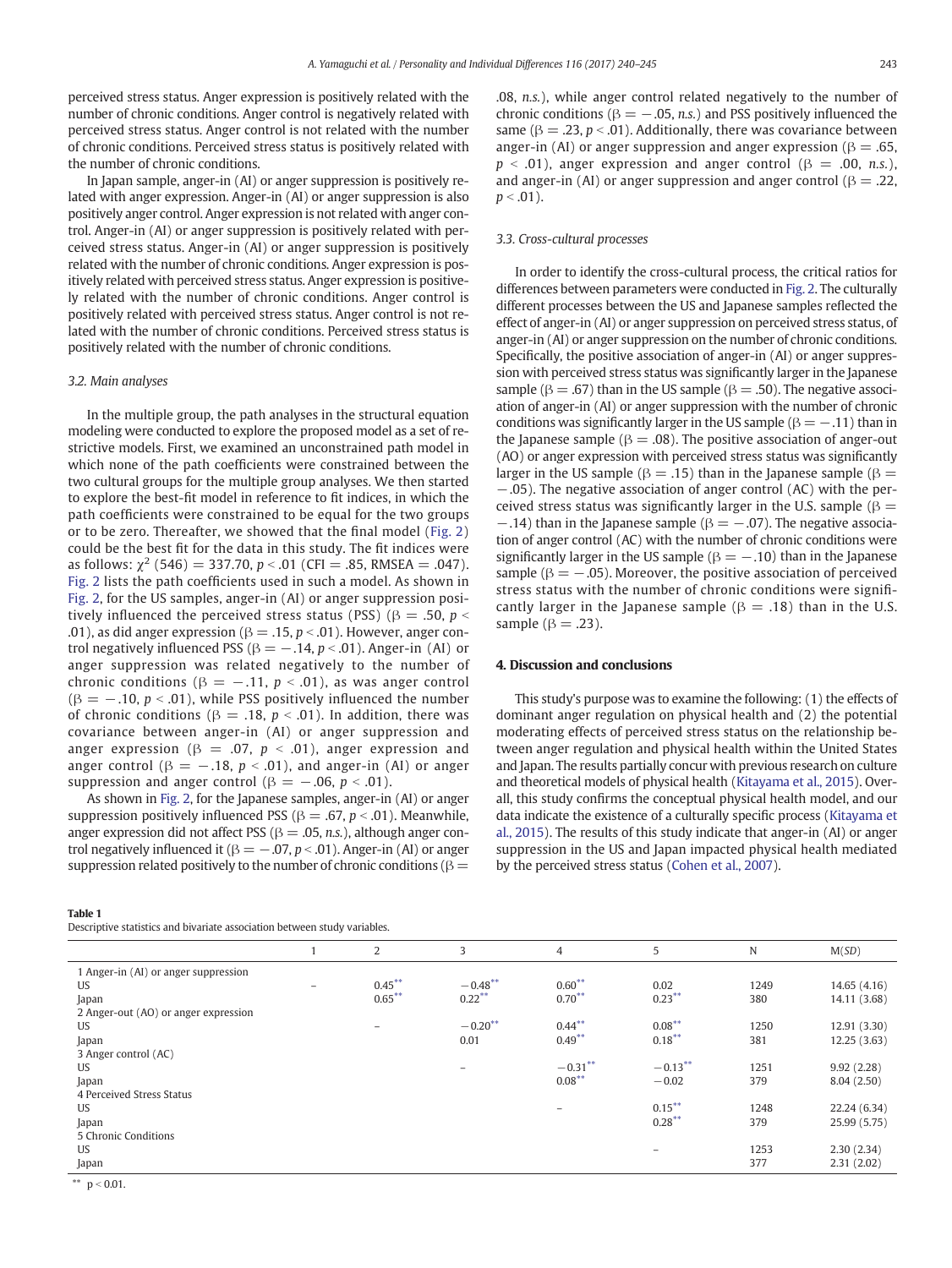perceived stress status. Anger expression is positively related with the number of chronic conditions. Anger control is negatively related with perceived stress status. Anger control is not related with the number of chronic conditions. Perceived stress status is positively related with the number of chronic conditions.

In Japan sample, anger-in (AI) or anger suppression is positively related with anger expression. Anger-in (AI) or anger suppression is also positively anger control. Anger expression is not related with anger control. Anger-in (AI) or anger suppression is positively related with perceived stress status. Anger-in (AI) or anger suppression is positively related with the number of chronic conditions. Anger expression is positively related with perceived stress status. Anger expression is positively related with the number of chronic conditions. Anger control is positively related with perceived stress status. Anger control is not related with the number of chronic conditions. Perceived stress status is positively related with the number of chronic conditions.

### 3.2. Main analyses

In the multiple group, the path analyses in the structural equation modeling were conducted to explore the proposed model as a set of restrictive models. First, we examined an unconstrained path model in which none of the path coefficients were constrained between the two cultural groups for the multiple group analyses. We then started to explore the best-fit model in reference to fit indices, in which the path coefficients were constrained to be equal for the two groups or to be zero. Thereafter, we showed that the final model (Fig. 2) could be the best fit for the data in this study. The fit indices were as follows: $\chi^2$ (546) = 337.70, $p < .01$ (CFI = .85, RMSEA = .047). Fig. 2 lists the path coefficients used in such a model. As shown in Fig. 2, for the US samples, anger-in (AI) or anger suppression positively influenced the perceived stress status (PSS) ($\beta = .50$, $p < .01$), as did anger expression ($\beta = .15$, $p < .01$). However, anger control negatively influenced PSS ($\beta = -.14$, $p < .01$). Anger-in (AI) or anger suppression was related negatively to the number of chronic conditions ($\beta = -.11$, $p < .01$), as was anger control ($\beta = -.10$, $p < .01$), while PSS positively influenced the number of chronic conditions ($\beta = .18$, $p < .01$). In addition, there was covariance between anger-in (AI) or anger suppression and anger expression ($\beta = .07$, $p < .01$), anger expression and anger control ($\beta = -.18$, $p < .01$), and anger-in (AI) or anger suppression and anger control ($\beta = -.06$, $p < .01$).

As shown in Fig. 2, for the Japanese samples, anger-in (AI) or anger suppression positively influenced PSS ($\beta = .67$, $p < .01$). Meanwhile, anger expression did not affect PSS ($\beta = .05$, *n.s.*), although anger control negatively influenced it ($\beta = -.07$, $p < .01$). Anger-in (AI) or anger suppression related positively to the number of chronic conditions ($\beta = .08$, *n.s.*), while anger control related negatively to the number of chronic conditions ($\beta = -.05$, *n.s.*) and PSS positively influenced the same ($\beta = .23$, $p < .01$). Additionally, there was covariance between anger-in (AI) or anger suppression and anger expression ($\beta = .65$, $p < .01$), anger expression and anger control ($\beta = .00$, *n.s.*), and anger-in (AI) or anger suppression and anger control ($\beta = .22$, $p < .01$).

### 3.3. Cross-cultural processes

In order to identify the cross-cultural process, the critical ratios for differences between parameters were conducted in Fig. 2. The culturally different processes between the US and Japanese samples reflected the effect of anger-in (AI) or anger suppression on perceived stress status, of anger-in (AI) or anger suppression on the number of chronic conditions. Specifically, the positive association of anger-in (AI) or anger suppression with perceived stress status was significantly larger in the Japanese sample ($\beta = .67$) than in the US sample ($\beta = .50$). The negative association of anger-in (AI) or anger suppression with the number of chronic conditions was significantly larger in the US sample ($\beta = -.11$) than in the Japanese sample ($\beta = .08$). The positive association of anger-out (AO) or anger expression with perceived stress status was significantly larger in the US sample ($\beta = .15$) than in the Japanese sample ($\beta = -.05$). The negative association of anger control (AC) with the perceived stress status was significantly larger in the U.S. sample ($\beta = -.14$) than in the Japanese sample ($\beta = -.07$). The negative association of anger control (AC) with the number of chronic conditions were significantly larger in the US sample ($\beta = -.10$) than in the Japanese sample ($\beta = -.05$). Moreover, the positive association of perceived stress status with the number of chronic conditions were significantly larger in the Japanese sample ($\beta = .18$) than in the U.S. sample ($\beta = .23$).

## 4. Discussion and conclusions

This study's purpose was to examine the following: (1) the effects of dominant anger regulation on physical health and (2) the potential moderating effects of perceived stress status on the relationship between anger regulation and physical health within the United States and Japan. The results partially concur with previous research on culture and theoretical models of physical health (Kitayama et al., 2015). Overall, this study confirms the conceptual physical health model, and our data indicate the existence of a culturally specific process (Kitayama et al., 2015). The results of this study indicate that anger-in (AI) or anger suppression in the US and Japan impacted physical health mediated by the perceived stress status (Cohen et al., 2007).

**Table 1**
Descriptive statistics and bivariate association between study variables.

| | 1 | 2 | 3 | 4 | 5 | N | M(SD) |
|---|---|---|---|---|---|---|---|
| 1 Anger-in (AI) or anger suppression | | | | | | | |
| US | – | 0.45** | −0.48** | 0.60** | 0.02 | 1249 | 14.65 (4.16) |
| Japan | | 0.65** | 0.22** | 0.70** | 0.23** | 380 | 14.11 (3.68) |
| 2 Anger-out (AO) or anger expression | | | | | | | |
| US | | – | −0.20** | 0.44** | 0.08** | 1250 | 12.91 (3.30) |
| Japan | | | 0.01 | 0.49** | 0.18** | 381 | 12.25 (3.63) |
| 3 Anger control (AC) | | | | | | | |
| US | | | – | −0.31** | −0.13** | 1251 | 9.92 (2.28) |
| Japan | | | | 0.08** | −0.02 | 379 | 8.04 (2.50) |
| 4 Perceived Stress Status | | | | | | | |
| US | | | | – | 0.15** | 1248 | 22.24 (6.34) |
| Japan | | | | | 0.28** | 379 | 25.99 (5.75) |
| 5 Chronic Conditions | | | | | | | |
| US | | | | | – | 1253 | 2.30 (2.34) |
| Japan | | | | | | 377 | 2.31 (2.02) |

** $p < 0.01$.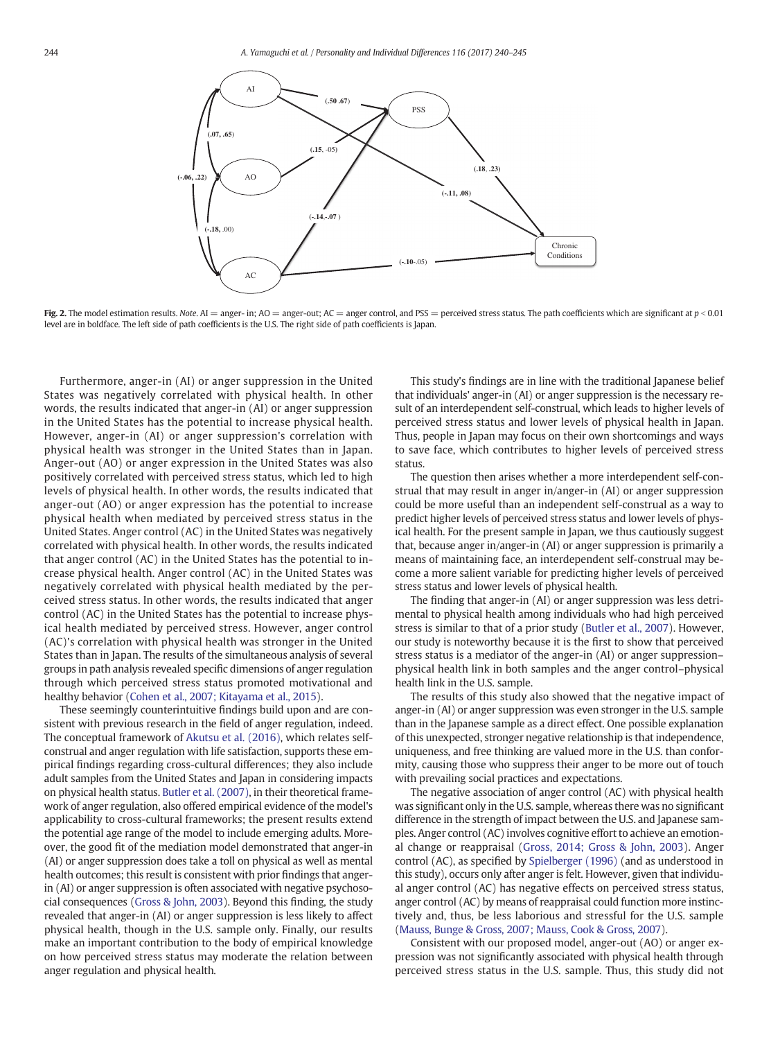AI

(.50 .67)

PSS

(.07, .65)

(.15, -05)

(-.06, .22)

AO

(.18, .23)

(-.11, .08)

(-.14,-.07 )

(-.18, .00)

Chronic Conditions

(-.10-.05)

AC

**Fig. 2.** The model estimation results. *Note*. AI = anger- in; AO = anger-out; AC = anger control, and PSS = perceived stress status. The path coefficients which are significant at $p < 0.01$ level are in boldface. The left side of path coefficients is the U.S. The right side of path coefficients is Japan.

Furthermore, anger-in (AI) or anger suppression in the United States was negatively correlated with physical health. In other words, the results indicated that anger-in (AI) or anger suppression in the United States has the potential to increase physical health. However, anger-in (AI) or anger suppression's correlation with physical health was stronger in the United States than in Japan. Anger-out (AO) or anger expression in the United States was also positively correlated with perceived stress status, which led to high levels of physical health. In other words, the results indicated that anger-out (AO) or anger expression has the potential to increase physical health when mediated by perceived stress status in the United States. Anger control (AC) in the United States was negatively correlated with physical health. In other words, the results indicated that anger control (AC) in the United States has the potential to increase physical health. Anger control (AC) in the United States was negatively correlated with physical health mediated by the perceived stress status. In other words, the results indicated that anger control (AC) in the United States has the potential to increase physical health mediated by perceived stress. However, anger control (AC)'s correlation with physical health was stronger in the United States than in Japan. The results of the simultaneous analysis of several groups in path analysis revealed specific dimensions of anger regulation through which perceived stress status promoted motivational and healthy behavior (Cohen et al., 2007; Kitayama et al., 2015).

These seemingly counterintuitive findings build upon and are consistent with previous research in the field of anger regulation, indeed. The conceptual framework of Akutsu et al. (2016), which relates self-construal and anger regulation with life satisfaction, supports these empirical findings regarding cross-cultural differences; they also include adult samples from the United States and Japan in considering impacts on physical health status. Butler et al. (2007), in their theoretical framework of anger regulation, also offered empirical evidence of the model's applicability to cross-cultural frameworks; the present results extend the potential age range of the model to include emerging adults. Moreover, the good fit of the mediation model demonstrated that anger-in (AI) or anger suppression does take a toll on physical as well as mental health outcomes; this result is consistent with prior findings that anger-in (AI) or anger suppression is often associated with negative psychosocial consequences (Gross & John, 2003). Beyond this finding, the study revealed that anger-in (AI) or anger suppression is less likely to affect physical health, though in the U.S. sample only. Finally, our results make an important contribution to the body of empirical knowledge on how perceived stress status may moderate the relation between anger regulation and physical health.

This study's findings are in line with the traditional Japanese belief that individuals' anger-in (AI) or anger suppression is the necessary result of an interdependent self-construal, which leads to higher levels of perceived stress status and lower levels of physical health in Japan. Thus, people in Japan may focus on their own shortcomings and ways to save face, which contributes to higher levels of perceived stress status.

The question then arises whether a more interdependent self-construal that may result in anger in/anger-in (AI) or anger suppression could be more useful than an independent self-construal as a way to predict higher levels of perceived stress status and lower levels of physical health. For the present sample in Japan, we thus cautiously suggest that, because anger in/anger-in (AI) or anger suppression is primarily a means of maintaining face, an interdependent self-construal may become a more salient variable for predicting higher levels of perceived stress status and lower levels of physical health.

The finding that anger-in (AI) or anger suppression was less detrimental to physical health among individuals who had high perceived stress is similar to that of a prior study (Butler et al., 2007). However, our study is noteworthy because it is the first to show that perceived stress status is a mediator of the anger-in (AI) or anger suppression–physical health link in both samples and the anger control–physical health link in the U.S. sample.

The results of this study also showed that the negative impact of anger-in (AI) or anger suppression was even stronger in the U.S. sample than in the Japanese sample as a direct effect. One possible explanation of this unexpected, stronger negative relationship is that independence, uniqueness, and free thinking are valued more in the U.S. than conformity, causing those who suppress their anger to be more out of touch with prevailing social practices and expectations.

The negative association of anger control (AC) with physical health was significant only in the U.S. sample, whereas there was no significant difference in the strength of impact between the U.S. and Japanese samples. Anger control (AC) involves cognitive effort to achieve an emotional change or reappraisal (Gross, 2014; Gross & John, 2003). Anger control (AC), as specified by Spielberger (1996) (and as understood in this study), occurs only after anger is felt. However, given that individual anger control (AC) has negative effects on perceived stress status, anger control (AC) by means of reappraisal could function more instinctively and, thus, be less laborious and stressful for the U.S. sample (Mauss, Bunge & Gross, 2007; Mauss, Cook & Gross, 2007).

Consistent with our proposed model, anger-out (AO) or anger expression was not significantly associated with physical health through perceived stress status in the U.S. sample. Thus, this study did not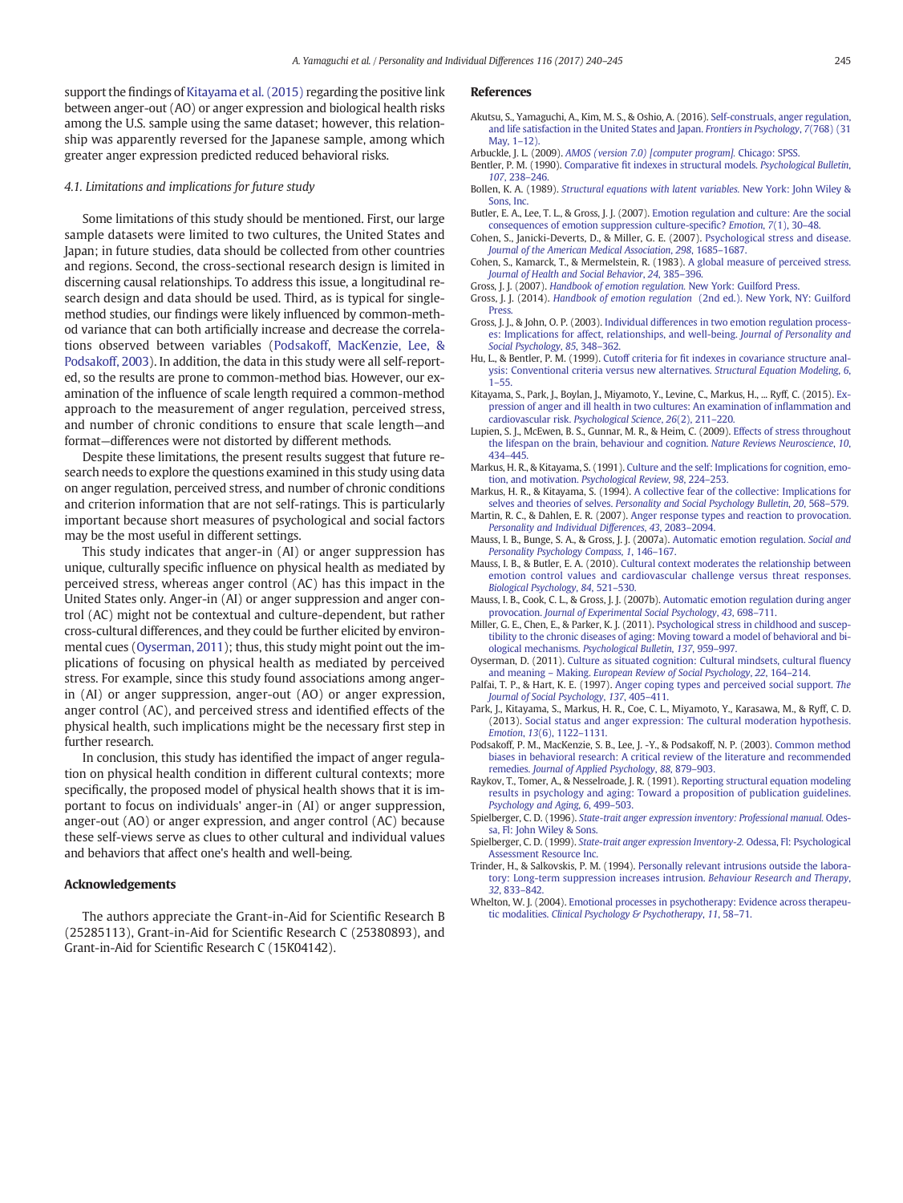support the findings of Kitayama et al. (2015) regarding the positive link between anger-out (AO) or anger expression and biological health risks among the U.S. sample using the same dataset; however, this relationship was apparently reversed for the Japanese sample, among which greater anger expression predicted reduced behavioral risks.

### 4.1. Limitations and implications for future study

Some limitations of this study should be mentioned. First, our large sample datasets were limited to two cultures, the United States and Japan; in future studies, data should be collected from other countries and regions. Second, the cross-sectional research design is limited in discerning causal relationships. To address this issue, a longitudinal research design and data should be used. Third, as is typical for single-method studies, our findings were likely influenced by common-method variance that can both artificially increase and decrease the correlations observed between variables (Podsakoff, MacKenzie, Lee, & Podsakoff, 2003). In addition, the data in this study were all self-reported, so the results are prone to common-method bias. However, our examination of the influence of scale length required a common-method approach to the measurement of anger regulation, perceived stress, and number of chronic conditions to ensure that scale length—and format—differences were not distorted by different methods.

Despite these limitations, the present results suggest that future research needs to explore the questions examined in this study using data on anger regulation, perceived stress, and number of chronic conditions and criterion information that are not self-ratings. This is particularly important because short measures of psychological and social factors may be the most useful in different settings.

This study indicates that anger-in (AI) or anger suppression has unique, culturally specific influence on physical health as mediated by perceived stress, whereas anger control (AC) has this impact in the United States only. Anger-in (AI) or anger suppression and anger control (AC) might not be contextual and culture-dependent, but rather cross-cultural differences, and they could be further elicited by environmental cues (Oyserman, 2011); thus, this study might point out the implications of focusing on physical health as mediated by perceived stress. For example, since this study found associations among anger-in (AI) or anger suppression, anger-out (AO) or anger expression, anger control (AC), and perceived stress and identified effects of the physical health, such implications might be the necessary first step in further research.

In conclusion, this study has identified the impact of anger regulation on physical health condition in different cultural contexts; more specifically, the proposed model of physical health shows that it is important to focus on individuals' anger-in (AI) or anger suppression, anger-out (AO) or anger expression, and anger control (AC) because these self-views serve as clues to other cultural and individual values and behaviors that affect one's health and well-being.

## Acknowledgements

The authors appreciate the Grant-in-Aid for Scientific Research B (25285113), Grant-in-Aid for Scientific Research C (25380893), and Grant-in-Aid for Scientific Research C (15K04142).

## References

Akutsu, S., Yamaguchi, A., Kim, M. S., & Oshio, A. (2016). Self-construals, anger regulation, and life satisfaction in the United States and Japan. *Frontiers in Psychology*, *7*(768) (31 May, 1–12).

Arbuckle, J. L. (2009). *AMOS (version 7.0) [computer program]*. Chicago: SPSS.

Bentler, P. M. (1990). Comparative fit indexes in structural models. *Psychological Bulletin*, *107*, 238–246.

Bollen, K. A. (1989). *Structural equations with latent variables*. New York: John Wiley & Sons, Inc.

Butler, E. A., Lee, T. L., & Gross, J. J. (2007). Emotion regulation and culture: Are the social consequences of emotion suppression culture-specific? *Emotion*, *7*(1), 30–48.

Cohen, S., Janicki-Deverts, D., & Miller, G. E. (2007). Psychological stress and disease. *Journal of the American Medical Association*, *298*, 1685–1687.

Cohen, S., Kamarck, T., & Mermelstein, R. (1983). A global measure of perceived stress. *Journal of Health and Social Behavior*, *24*, 385–396.

Gross, J. J. (2007). *Handbook of emotion regulation*. New York: Guilford Press.

Gross, J. J. (2014). *Handbook of emotion regulation* (2nd ed.). New York, NY: Guilford Press.

Gross, J. J., & John, O. P. (2003). Individual differences in two emotion regulation processes: Implications for affect, relationships, and well-being. *Journal of Personality and Social Psychology*, *85*, 348–362.

Hu, L., & Bentler, P. M. (1999). Cutoff criteria for fit indexes in covariance structure analysis: Conventional criteria versus new alternatives. *Structural Equation Modeling*, *6*, 1–55.

Kitayama, S., Park, J., Boylan, J., Miyamoto, Y., Levine, C., Markus, H., ... Ryff, C. (2015). Expression of anger and ill health in two cultures: An examination of inflammation and cardiovascular risk. *Psychological Science*, *26*(2), 211–220.

Lupien, S. J., McEwen, B. S., Gunnar, M. R., & Heim, C. (2009). Effects of stress throughout the lifespan on the brain, behaviour and cognition. *Nature Reviews Neuroscience*, *10*, 434–445.

Markus, H. R., & Kitayama, S. (1991). Culture and the self: Implications for cognition, emotion, and motivation. *Psychological Review*, *98*, 224–253.

Markus, H. R., & Kitayama, S. (1994). A collective fear of the collective: Implications for selves and theories of selves. *Personality and Social Psychology Bulletin*, *20*, 568–579.

Martin, R. C., & Dahlen, E. R. (2007). Anger response types and reaction to provocation. *Personality and Individual Differences*, *43*, 2083–2094.

Mauss, I. B., Bunge, S. A., & Gross, J. J. (2007a). Automatic emotion regulation. *Social and Personality Psychology Compass*, *1*, 146–167.

Mauss, I. B., & Butler, E. A. (2010). Cultural context moderates the relationship between emotion control values and cardiovascular challenge versus threat responses. *Biological Psychology*, *84*, 521–530.

Mauss, I. B., Cook, C. L., & Gross, J. J. (2007b). Automatic emotion regulation during anger provocation. *Journal of Experimental Social Psychology*, *43*, 698–711.

Miller, G. E., Chen, E., & Parker, K. J. (2011). Psychological stress in childhood and susceptibility to the chronic diseases of aging: Moving toward a model of behavioral and biological mechanisms. *Psychological Bulletin*, *137*, 959–997.

Oyserman, D. (2011). Culture as situated cognition: Cultural mindsets, cultural fluency and meaning – Making. *European Review of Social Psychology*, *22*, 164–214.

Palfai, T. P., & Hart, K. E. (1997). Anger coping types and perceived social support. *The Journal of Social Psychology*, *137*, 405–411.

Park, J., Kitayama, S., Markus, H. R., Coe, C. L., Miyamoto, Y., Karasawa, M., & Ryff, C. D. (2013). Social status and anger expression: The cultural moderation hypothesis. *Emotion*, *13*(6), 1122–1131.

Podsakoff, P. M., MacKenzie, S. B., Lee, J. -Y., & Podsakoff, N. P. (2003). Common method biases in behavioral research: A critical review of the literature and recommended remedies. *Journal of Applied Psychology*, *88*, 879–903.

Raykov, T., Tomer, A., & Nesselroade, J. R. (1991). Reporting structural equation modeling results in psychology and aging: Toward a proposition of publication guidelines. *Psychology and Aging*, *6*, 499–503.

Spielberger, C. D. (1996). *State-trait anger expression inventory: Professional manual*. Odessa, Fl: John Wiley & Sons.

Spielberger, C. D. (1999). *State-trait anger expression Inventory-2*. Odessa, Fl: Psychological Assessment Resource Inc.

Trinder, H., & Salkovskis, P. M. (1994). Personally relevant intrusions outside the laboratory: Long-term suppression increases intrusion. *Behaviour Research and Therapy*, *32*, 833–842.

Whelton, W. J. (2004). Emotional processes in psychotherapy: Evidence across therapeutic modalities. *Clinical Psychology & Psychotherapy*, *11*, 58–71.